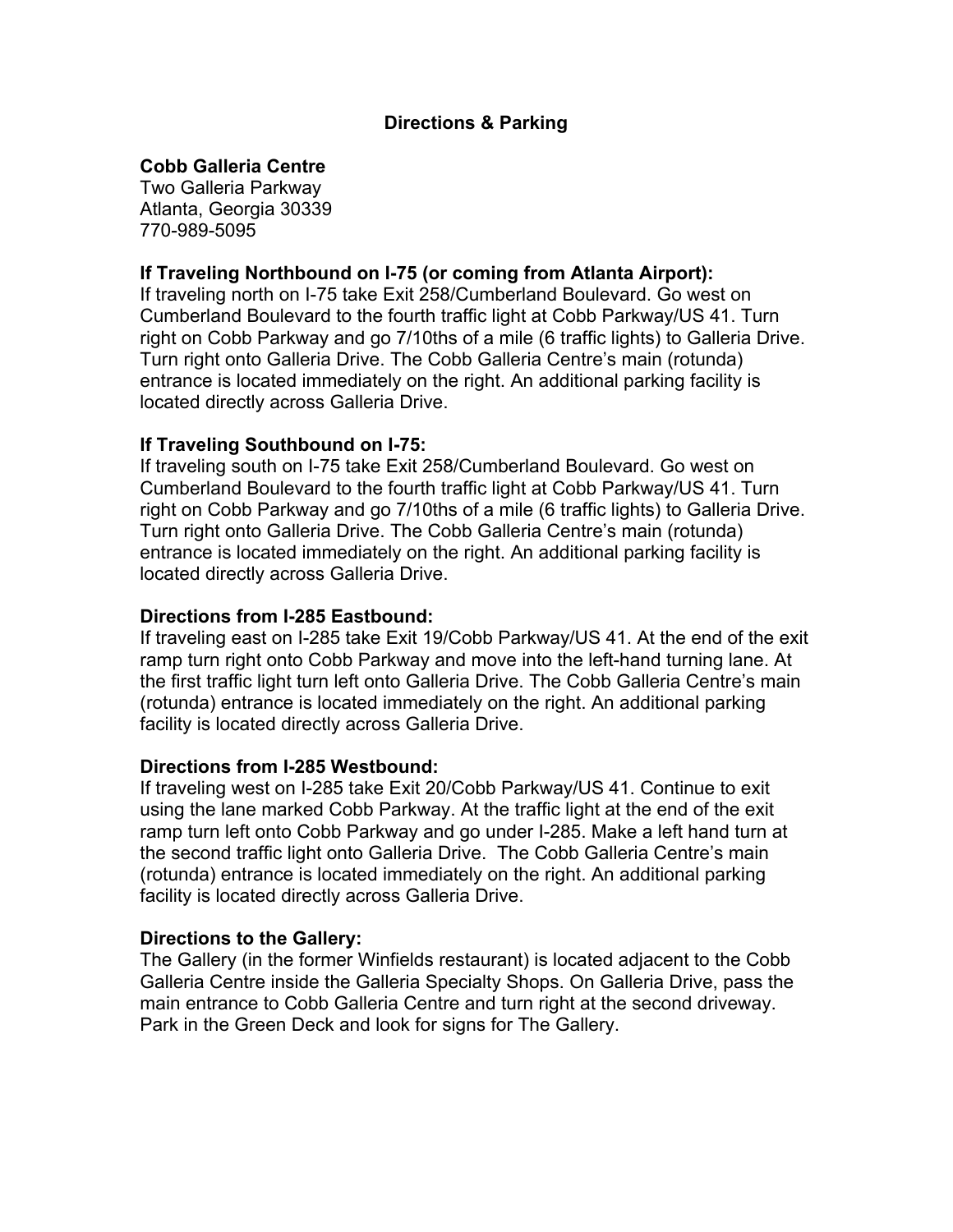# Directions & Parking

**Cobb Galleria Centre**
Two Galleria Parkway
Atlanta, Georgia 30339
770-989-5095

**If Traveling Northbound on I-75 (or coming from Atlanta Airport):**
If traveling north on I-75 take Exit 258/Cumberland Boulevard. Go west on Cumberland Boulevard to the fourth traffic light at Cobb Parkway/US 41. Turn right on Cobb Parkway and go 7/10ths of a mile (6 traffic lights) to Galleria Drive. Turn right onto Galleria Drive. The Cobb Galleria Centre's main (rotunda) entrance is located immediately on the right. An additional parking facility is located directly across Galleria Drive.

**If Traveling Southbound on I-75:**
If traveling south on I-75 take Exit 258/Cumberland Boulevard. Go west on Cumberland Boulevard to the fourth traffic light at Cobb Parkway/US 41. Turn right on Cobb Parkway and go 7/10ths of a mile (6 traffic lights) to Galleria Drive. Turn right onto Galleria Drive. The Cobb Galleria Centre's main (rotunda) entrance is located immediately on the right. An additional parking facility is located directly across Galleria Drive.

**Directions from I-285 Eastbound:**
If traveling east on I-285 take Exit 19/Cobb Parkway/US 41. At the end of the exit ramp turn right onto Cobb Parkway and move into the left-hand turning lane. At the first traffic light turn left onto Galleria Drive. The Cobb Galleria Centre's main (rotunda) entrance is located immediately on the right. An additional parking facility is located directly across Galleria Drive.

**Directions from I-285 Westbound:**
If traveling west on I-285 take Exit 20/Cobb Parkway/US 41. Continue to exit using the lane marked Cobb Parkway. At the traffic light at the end of the exit ramp turn left onto Cobb Parkway and go under I-285. Make a left hand turn at the second traffic light onto Galleria Drive. The Cobb Galleria Centre's main (rotunda) entrance is located immediately on the right. An additional parking facility is located directly across Galleria Drive.

**Directions to the Gallery:**
The Gallery (in the former Winfields restaurant) is located adjacent to the Cobb Galleria Centre inside the Galleria Specialty Shops. On Galleria Drive, pass the main entrance to Cobb Galleria Centre and turn right at the second driveway. Park in the Green Deck and look for signs for The Gallery.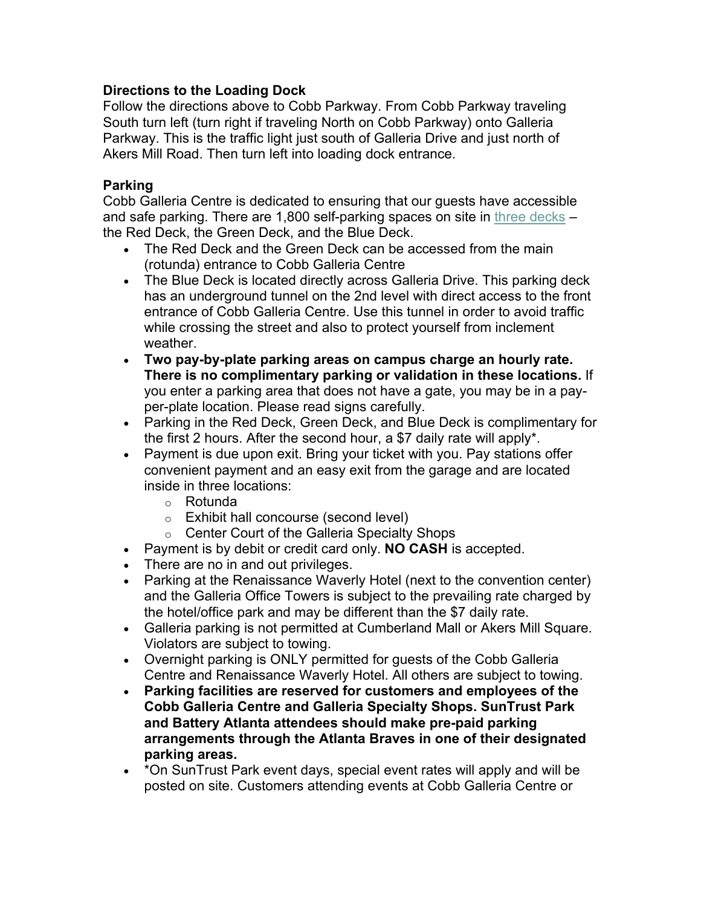**Directions to the Loading Dock**

Follow the directions above to Cobb Parkway. From Cobb Parkway traveling South turn left (turn right if traveling North on Cobb Parkway) onto Galleria Parkway. This is the traffic light just south of Galleria Drive and just north of Akers Mill Road. Then turn left into loading dock entrance.

**Parking**

Cobb Galleria Centre is dedicated to ensuring that our guests have accessible and safe parking. There are 1,800 self-parking spaces on site in three decks – the Red Deck, the Green Deck, and the Blue Deck.

- The Red Deck and the Green Deck can be accessed from the main (rotunda) entrance to Cobb Galleria Centre
- The Blue Deck is located directly across Galleria Drive. This parking deck has an underground tunnel on the 2nd level with direct access to the front entrance of Cobb Galleria Centre. Use this tunnel in order to avoid traffic while crossing the street and also to protect yourself from inclement weather.
- **Two pay-by-plate parking areas on campus charge an hourly rate. There is no complimentary parking or validation in these locations.** If you enter a parking area that does not have a gate, you may be in a pay-per-plate location. Please read signs carefully.
- Parking in the Red Deck, Green Deck, and Blue Deck is complimentary for the first 2 hours. After the second hour, a $7 daily rate will apply*.
- Payment is due upon exit. Bring your ticket with you. Pay stations offer convenient payment and an easy exit from the garage and are located inside in three locations:
  - Rotunda
  - Exhibit hall concourse (second level)
  - Center Court of the Galleria Specialty Shops
- Payment is by debit or credit card only. **NO CASH** is accepted.
- There are no in and out privileges.
- Parking at the Renaissance Waverly Hotel (next to the convention center) and the Galleria Office Towers is subject to the prevailing rate charged by the hotel/office park and may be different than the $7 daily rate.
- Galleria parking is not permitted at Cumberland Mall or Akers Mill Square. Violators are subject to towing.
- Overnight parking is ONLY permitted for guests of the Cobb Galleria Centre and Renaissance Waverly Hotel. All others are subject to towing.
- **Parking facilities are reserved for customers and employees of the Cobb Galleria Centre and Galleria Specialty Shops. SunTrust Park and Battery Atlanta attendees should make pre-paid parking arrangements through the Atlanta Braves in one of their designated parking areas.**
- *On SunTrust Park event days, special event rates will apply and will be posted on site. Customers attending events at Cobb Galleria Centre or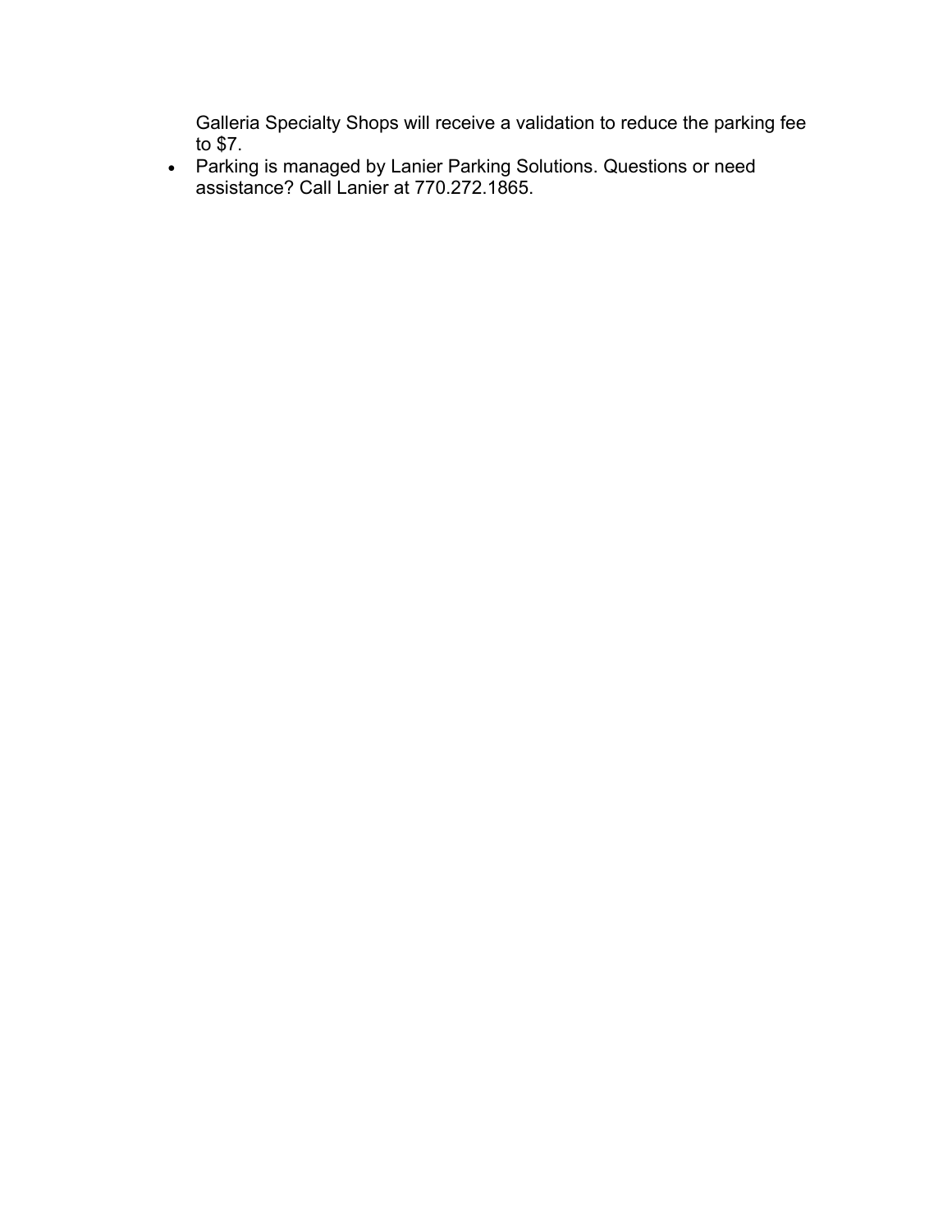Galleria Specialty Shops will receive a validation to reduce the parking fee to $7.

- Parking is managed by Lanier Parking Solutions. Questions or need assistance? Call Lanier at 770.272.1865.